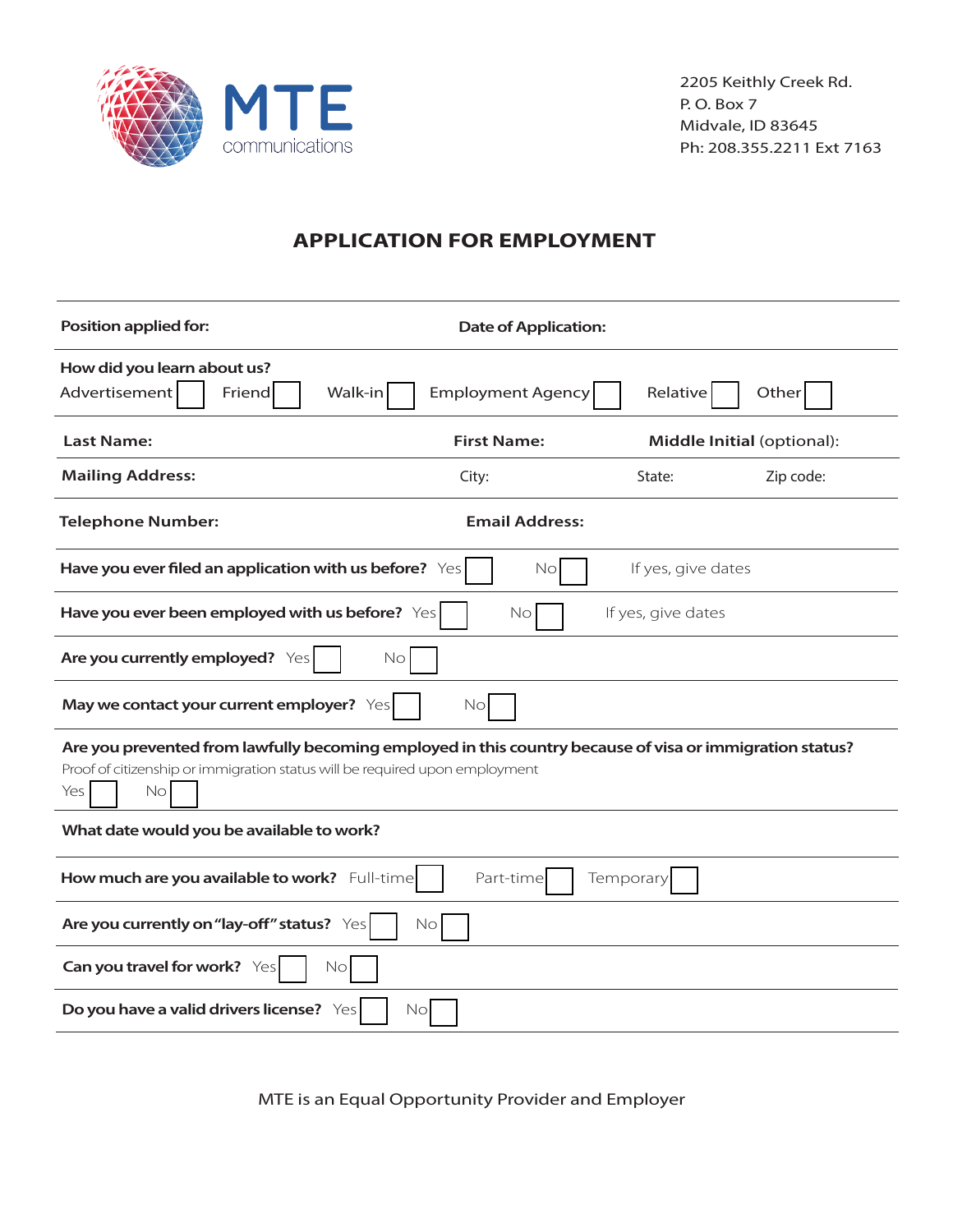MTE communications

2205 Keithly Creek Rd.
P. O. Box 7
Midvale, ID 83645
Ph: 208.355.2211 Ext 7163

# APPLICATION FOR EMPLOYMENT

**Position applied for:** **Date of Application:**

**How did you learn about us?**
Advertisement ☐ Friend ☐ Walk-in ☐ Employment Agency ☐ Relative ☐ Other ☐

**Last Name:** **First Name:** **Middle Initial** (optional):

**Mailing Address:** City: State: Zip code:

**Telephone Number:** **Email Address:**

**Have you ever filed an application with us before?** Yes ☐ No ☐ If yes, give dates

**Have you ever been employed with us before?** Yes ☐ No ☐ If yes, give dates

**Are you currently employed?** Yes ☐ No ☐

**May we contact your current employer?** Yes ☐ No ☐

**Are you prevented from lawfully becoming employed in this country because of visa or immigration status?**
Proof of citizenship or immigration status will be required upon employment
Yes ☐ No ☐

**What date would you be available to work?**

**How much are you available to work?** Full-time ☐ Part-time ☐ Temporary ☐

**Are you currently on "lay-off" status?** Yes ☐ No ☐

**Can you travel for work?** Yes ☐ No ☐

**Do you have a valid drivers license?** Yes ☐ No ☐

MTE is an Equal Opportunity Provider and Employer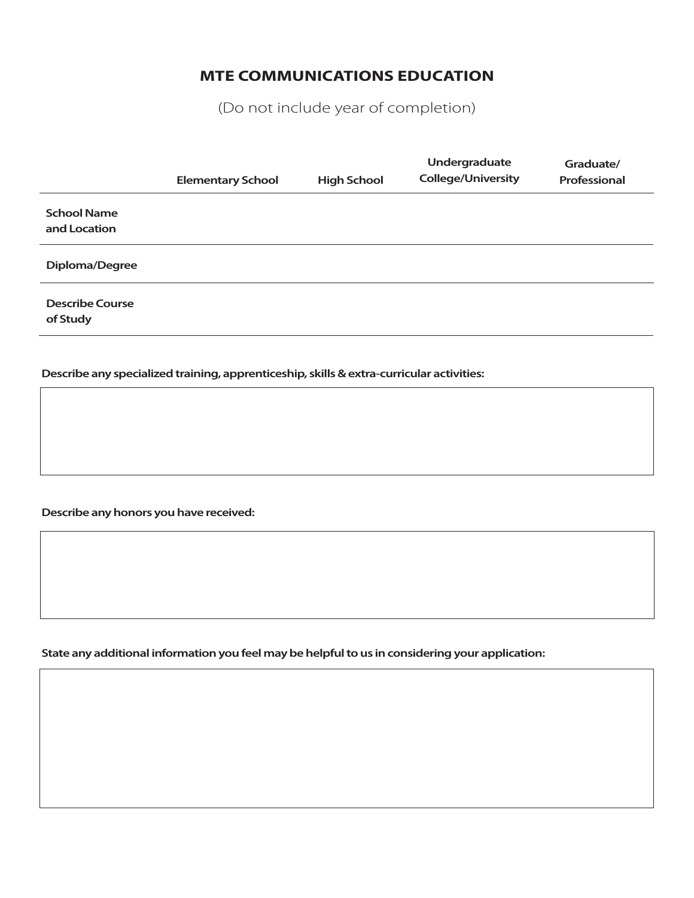# MTE COMMUNICATIONS EDUCATION

(Do not include year of completion)

| | Elementary School | High School | Undergraduate College/University | Graduate/ Professional |
|---|---|---|---|---|
| **School Name and Location** | | | | |
| **Diploma/Degree** | | | | |
| **Describe Course of Study** | | | | |

**Describe any specialized training, apprenticeship, skills & extra-curricular activities:**

**Describe any honors you have received:**

**State any additional information you feel may be helpful to us in considering your application:**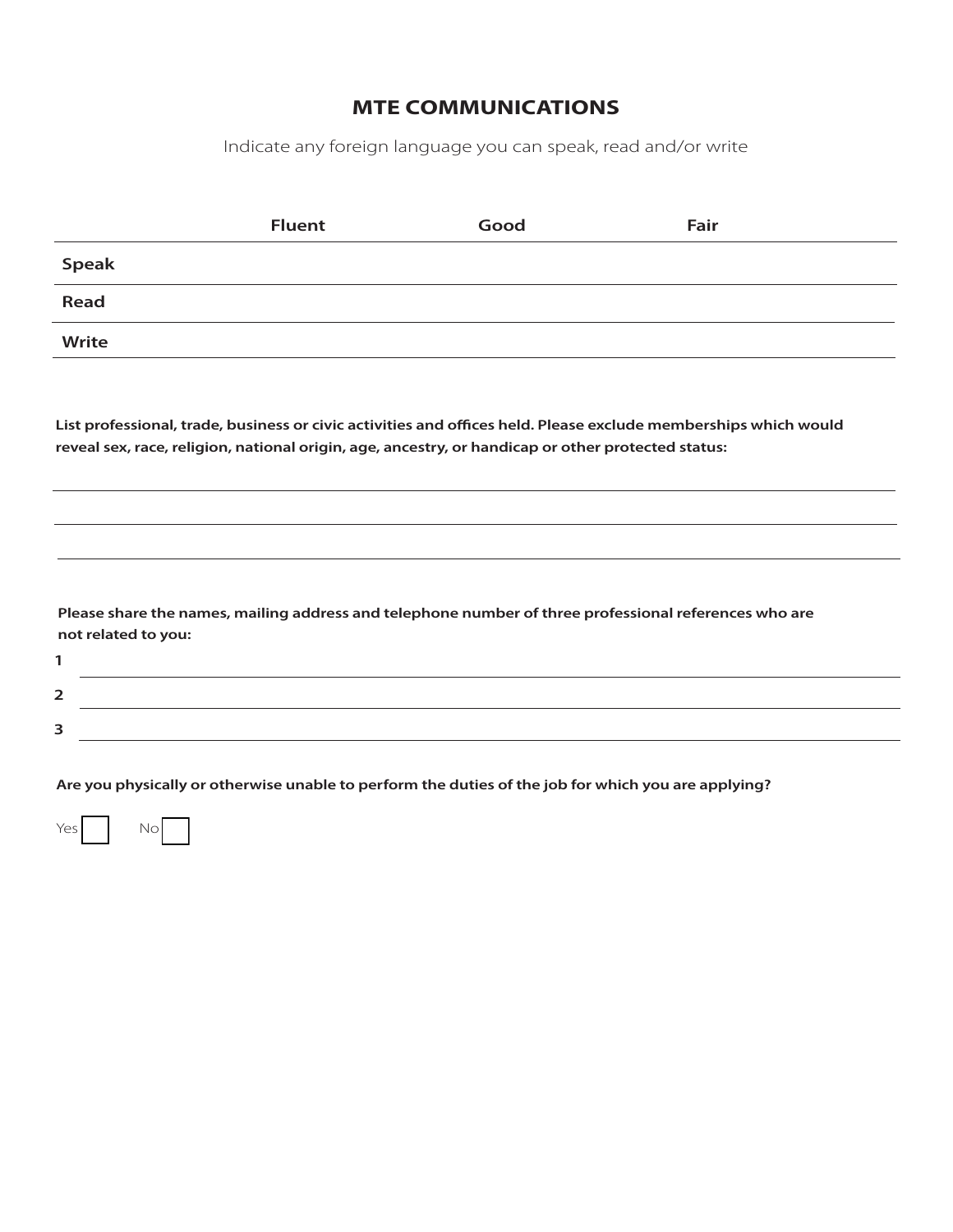# MTE COMMUNICATIONS

Indicate any foreign language you can speak, read and/or write

| | Fluent | Good | Fair |
|---|---|---|---|
| **Speak** | | | |
| **Read** | | | |
| **Write** | | | |

**List professional, trade, business or civic activities and offices held. Please exclude memberships which would reveal sex, race, religion, national origin, age, ancestry, or handicap or other protected status:**

______________________________

______________________________

______________________________

**Please share the names, mailing address and telephone number of three professional references who are not related to you:**

**1** ______________________________

**2** ______________________________

**3** ______________________________

**Are you physically or otherwise unable to perform the duties of the job for which you are applying?**

Yes ☐ No ☐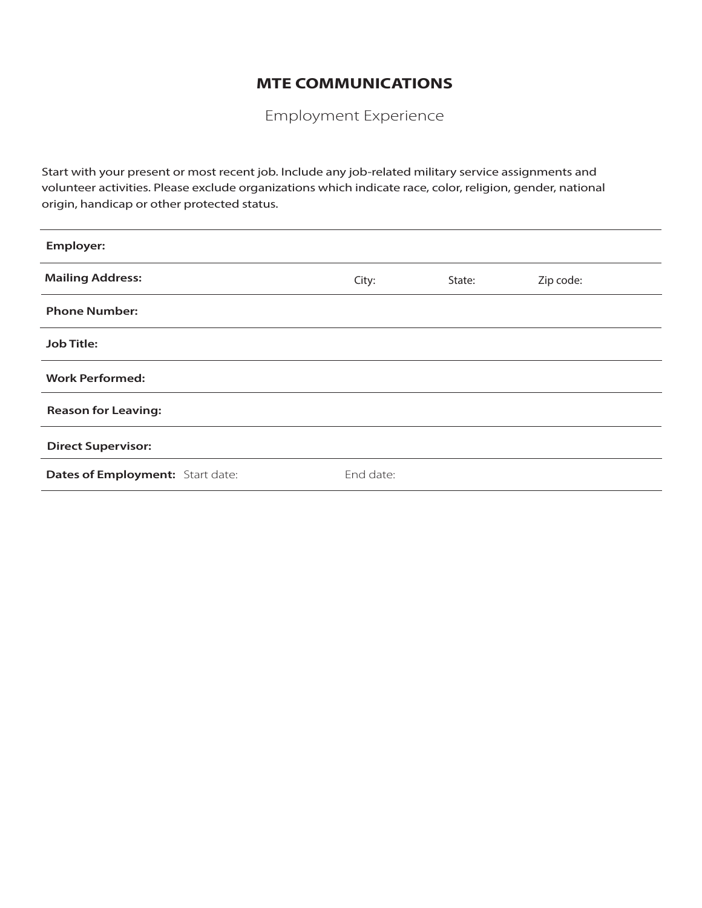## MTE COMMUNICATIONS

Employment Experience

Start with your present or most recent job. Include any job-related military service assignments and volunteer activities. Please exclude organizations which indicate race, color, religion, gender, national origin, handicap or other protected status.

**Employer:**

**Mailing Address:** City: State: Zip code:

**Phone Number:**

**Job Title:**

**Work Performed:**

**Reason for Leaving:**

**Direct Supervisor:**

**Dates of Employment:** Start date: End date: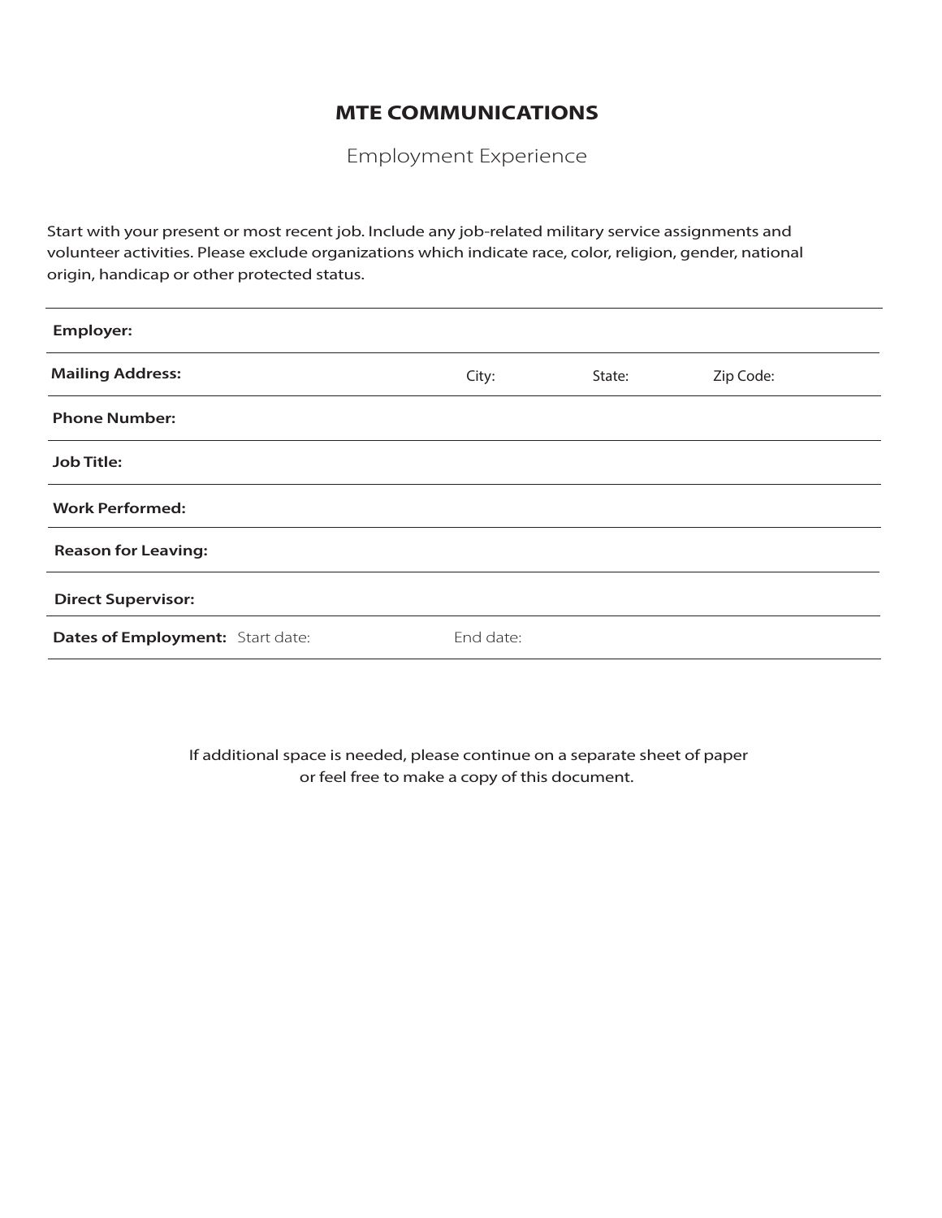# MTE COMMUNICATIONS

## Employment Experience

Start with your present or most recent job. Include any job-related military service assignments and volunteer activities. Please exclude organizations which indicate race, color, religion, gender, national origin, handicap or other protected status.

| | | | | |
|---|---|---|---|---|
| **Employer:** | | | | |
| **Mailing Address:** | | City: | State: | Zip Code: |
| **Phone Number:** | | | | |
| **Job Title:** | | | | |
| **Work Performed:** | | | | |
| **Reason for Leaving:** | | | | |
| **Direct Supervisor:** | | | | |
| **Dates of Employment:** | Start date: | End date: | | |

If additional space is needed, please continue on a separate sheet of paper or feel free to make a copy of this document.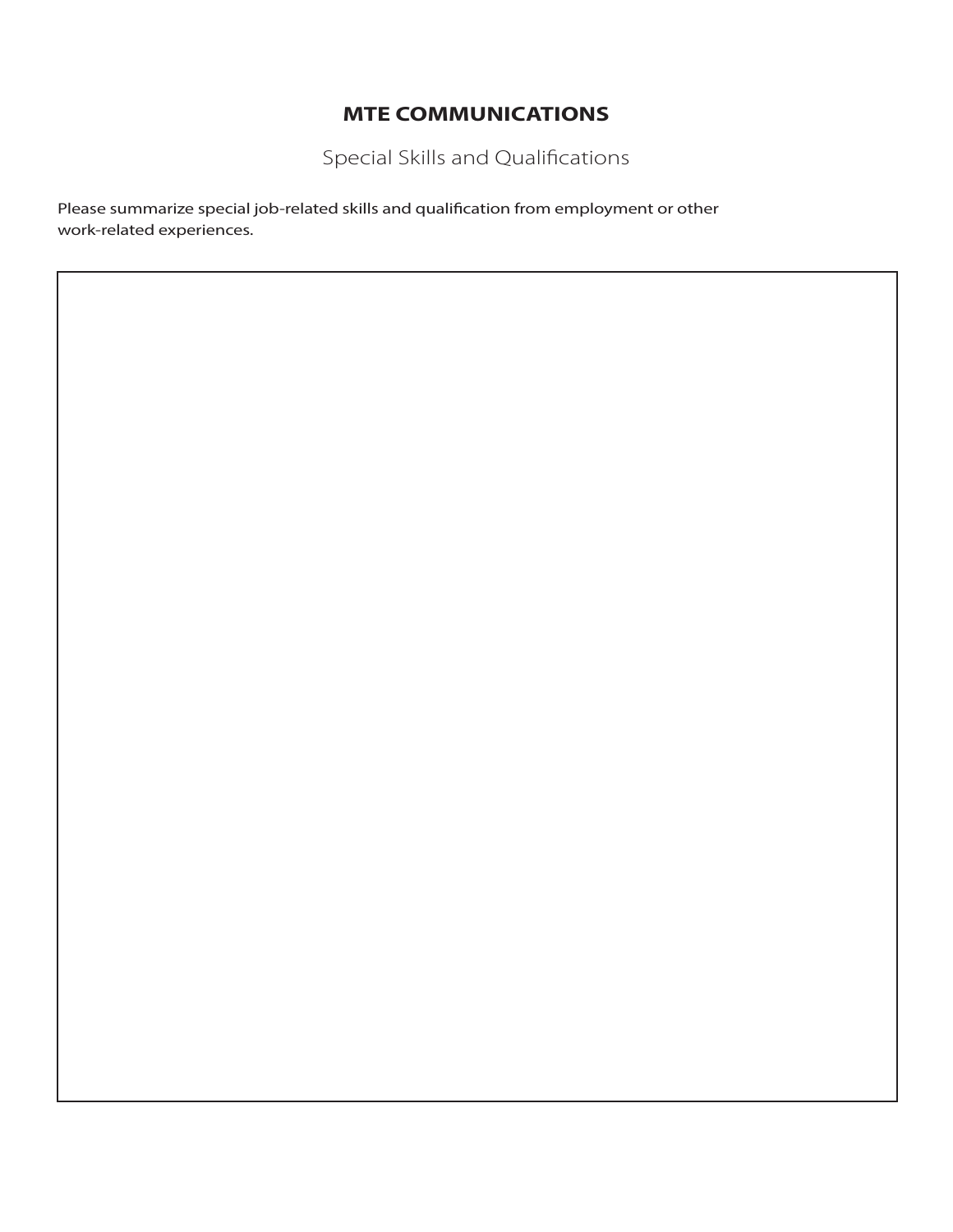# MTE COMMUNICATIONS

Special Skills and Qualifications

Please summarize special job-related skills and qualification from employment or other work-related experiences.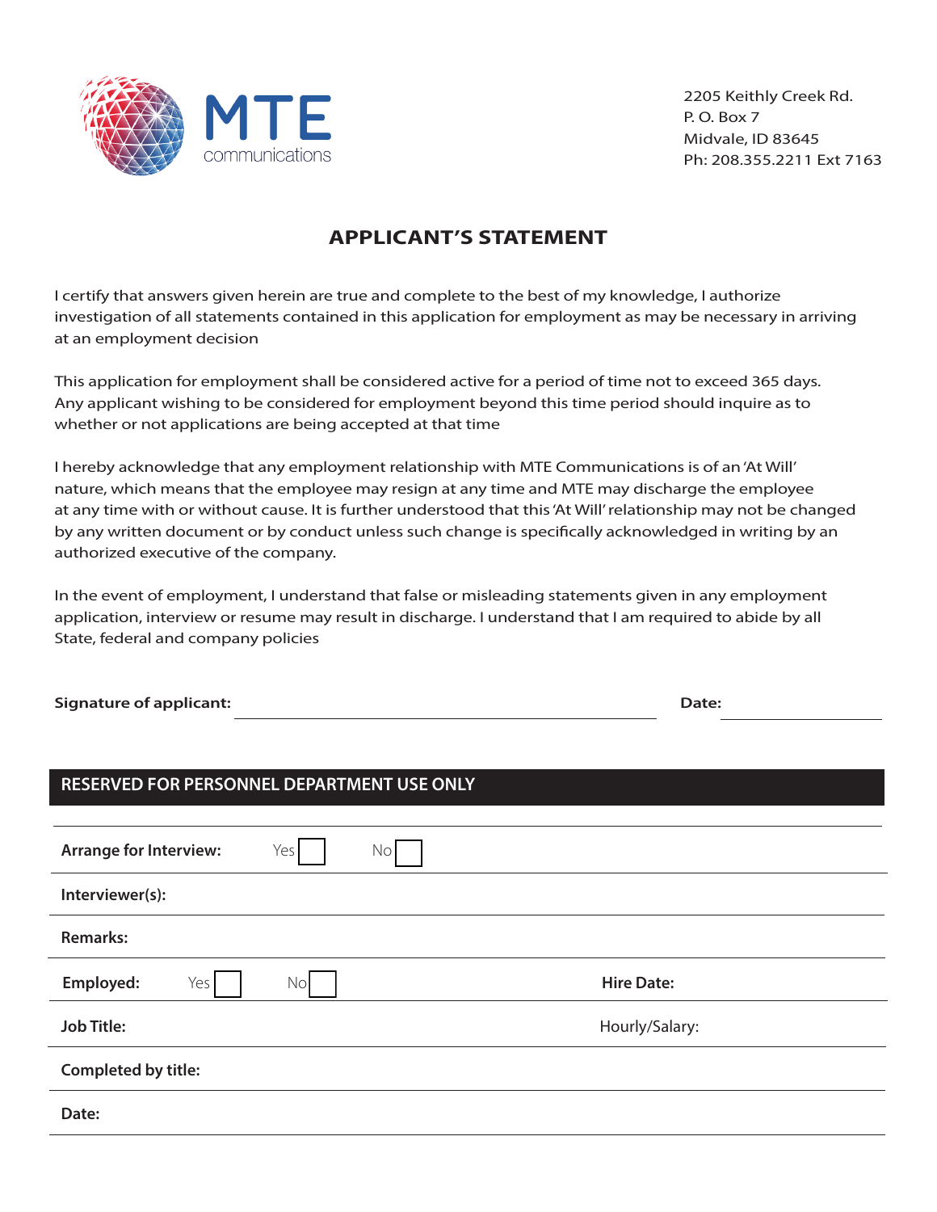MTE communications

2205 Keithly Creek Rd.
P. O. Box 7
Midvale, ID 83645
Ph: 208.355.2211 Ext 7163

# APPLICANT'S STATEMENT

I certify that answers given herein are true and complete to the best of my knowledge, I authorize investigation of all statements contained in this application for employment as may be necessary in arriving at an employment decision

This application for employment shall be considered active for a period of time not to exceed 365 days. Any applicant wishing to be considered for employment beyond this time period should inquire as to whether or not applications are being accepted at that time

I hereby acknowledge that any employment relationship with MTE Communications is of an 'At Will' nature, which means that the employee may resign at any time and MTE may discharge the employee at any time with or without cause. It is further understood that this 'At Will' relationship may not be changed by any written document or by conduct unless such change is specifically acknowledged in writing by an authorized executive of the company.

In the event of employment, I understand that false or misleading statements given in any employment application, interview or resume may result in discharge. I understand that I am required to abide by all State, federal and company policies

**Signature of applicant:** ______________________________ **Date:** ______________

## RESERVED FOR PERSONNEL DEPARTMENT USE ONLY

| | |
|---|---|
| **Arrange for Interview:** Yes ☐ No ☐ | |
| **Interviewer(s):** | |
| **Remarks:** | |
| **Employed:** Yes ☐ No ☐ | **Hire Date:** |
| **Job Title:** | Hourly/Salary: |
| **Completed by title:** | |
| **Date:** | |